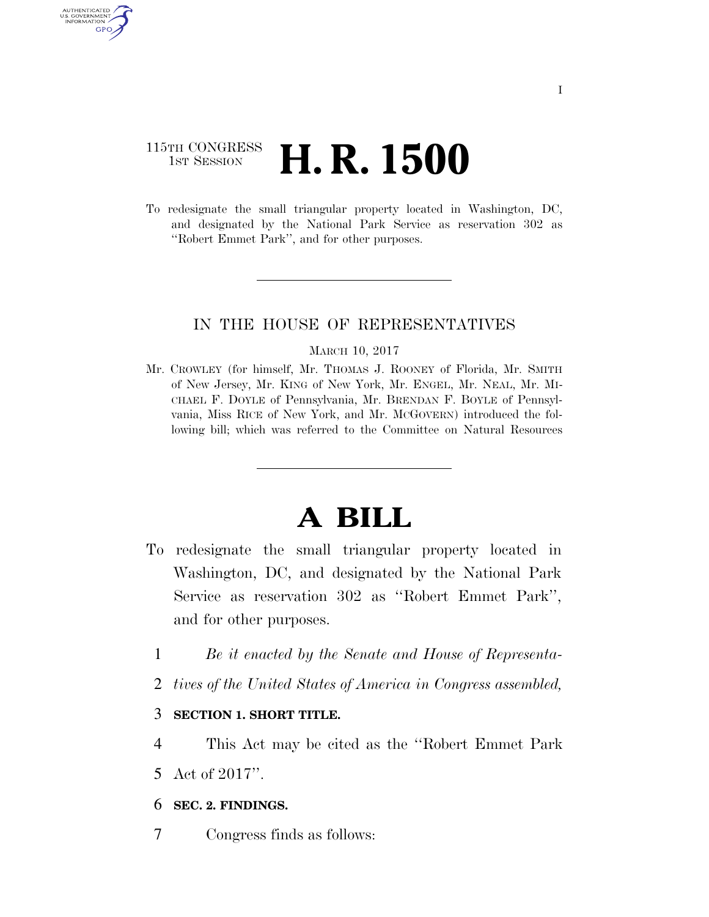115TH CONGRESS
1ST SESSION

# H. R. 1500

To redesignate the small triangular property located in Washington, DC, and designated by the National Park Service as reservation 302 as ''Robert Emmet Park'', and for other purposes.

IN THE HOUSE OF REPRESENTATIVES

MARCH 10, 2017

Mr. CROWLEY (for himself, Mr. THOMAS J. ROONEY of Florida, Mr. SMITH of New Jersey, Mr. KING of New York, Mr. ENGEL, Mr. NEAL, Mr. MICHAEL F. DOYLE of Pennsylvania, Mr. BRENDAN F. BOYLE of Pennsylvania, Miss RICE of New York, and Mr. MCGOVERN) introduced the following bill; which was referred to the Committee on Natural Resources

# A BILL

To redesignate the small triangular property located in Washington, DC, and designated by the National Park Service as reservation 302 as ''Robert Emmet Park'', and for other purposes.

1 *Be it enacted by the Senate and House of Representa-*
2 *tives of the United States of America in Congress assembled,*

3 **SECTION 1. SHORT TITLE.**

4 This Act may be cited as the ''Robert Emmet Park
5 Act of 2017''.

6 **SEC. 2. FINDINGS.**

7 Congress finds as follows: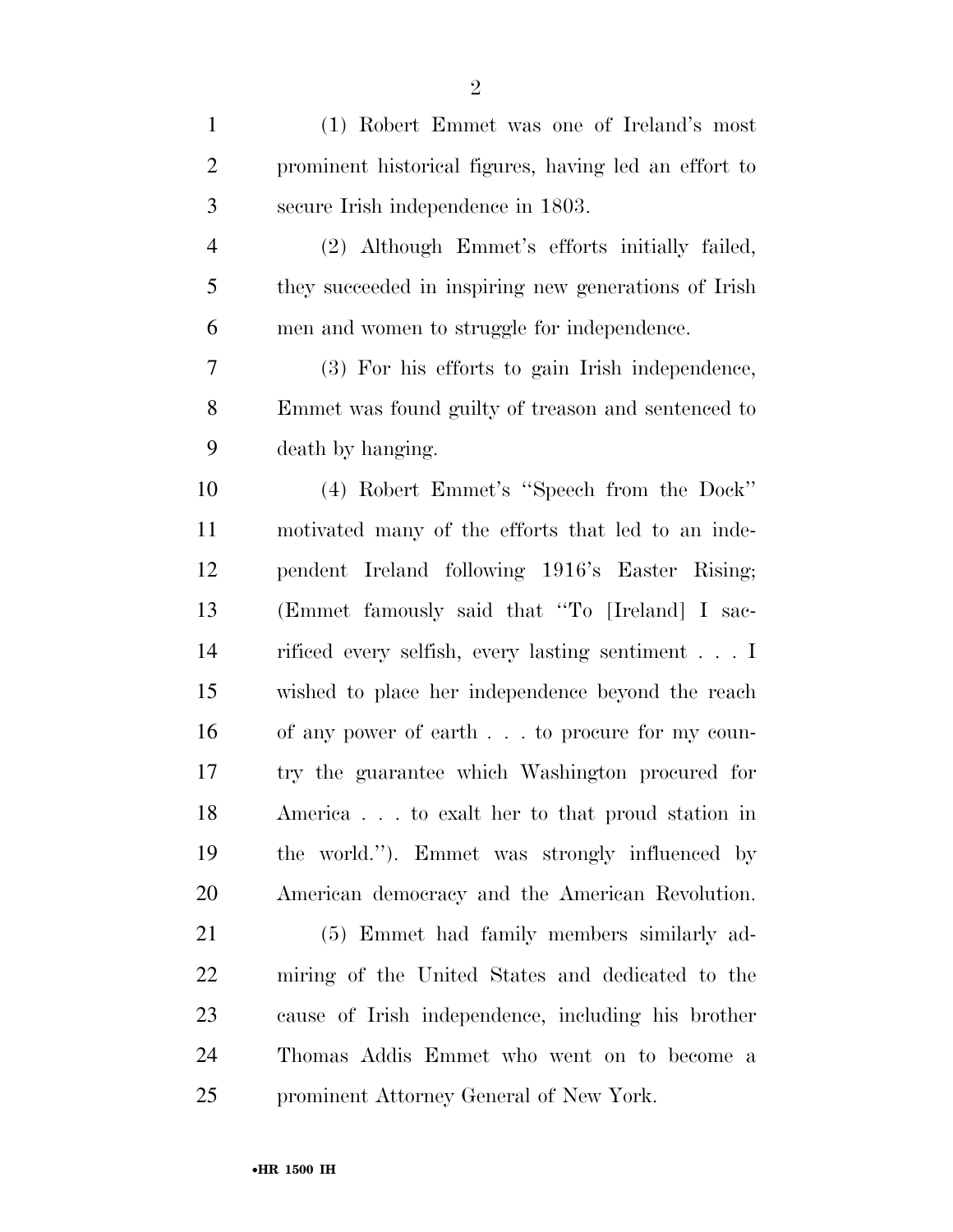(1) Robert Emmet was one of Ireland's most prominent historical figures, having led an effort to secure Irish independence in 1803.

(2) Although Emmet's efforts initially failed, they succeeded in inspiring new generations of Irish men and women to struggle for independence.

(3) For his efforts to gain Irish independence, Emmet was found guilty of treason and sentenced to death by hanging.

(4) Robert Emmet's "Speech from the Dock" motivated many of the efforts that led to an independent Ireland following 1916's Easter Rising; (Emmet famously said that "To [Ireland] I sacrificed every selfish, every lasting sentiment . . . I wished to place her independence beyond the reach of any power of earth . . . to procure for my country the guarantee which Washington procured for America . . . to exalt her to that proud station in the world."). Emmet was strongly influenced by American democracy and the American Revolution.

(5) Emmet had family members similarly admiring of the United States and dedicated to the cause of Irish independence, including his brother Thomas Addis Emmet who went on to become a prominent Attorney General of New York.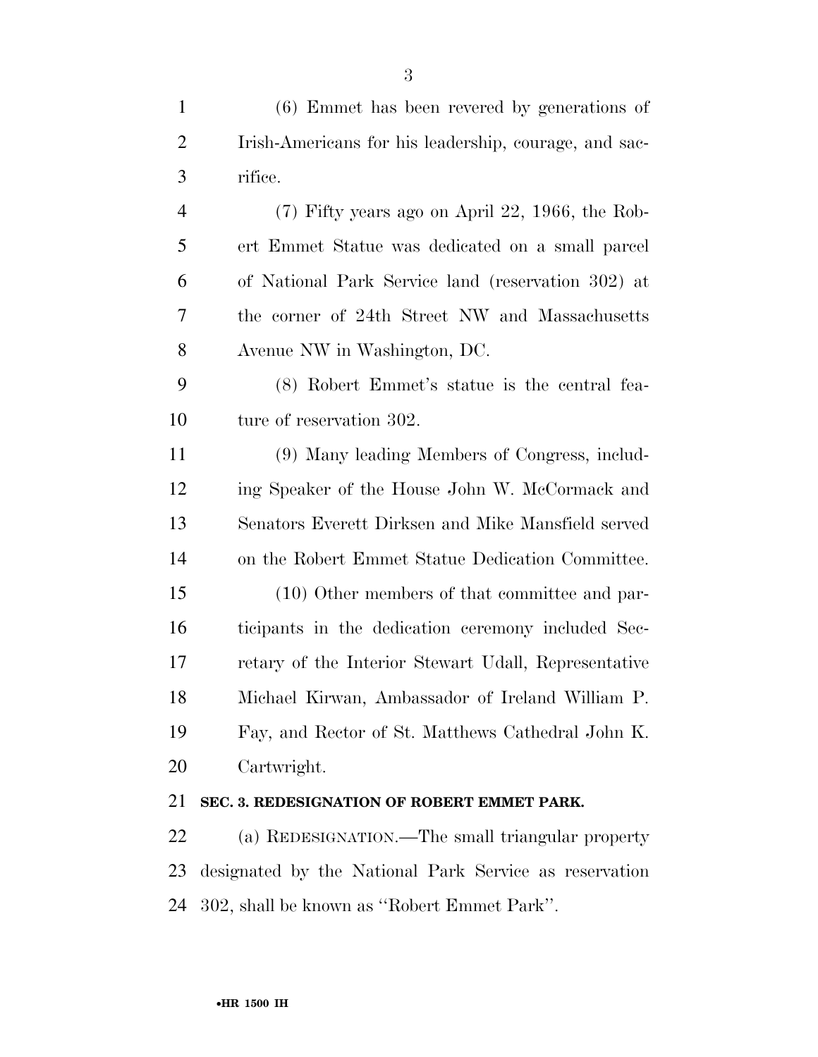(6) Emmet has been revered by generations of Irish-Americans for his leadership, courage, and sacrifice.

(7) Fifty years ago on April 22, 1966, the Robert Emmet Statue was dedicated on a small parcel of National Park Service land (reservation 302) at the corner of 24th Street NW and Massachusetts Avenue NW in Washington, DC.

(8) Robert Emmet's statue is the central feature of reservation 302.

(9) Many leading Members of Congress, including Speaker of the House John W. McCormack and Senators Everett Dirksen and Mike Mansfield served on the Robert Emmet Statue Dedication Committee.

(10) Other members of that committee and participants in the dedication ceremony included Secretary of the Interior Stewart Udall, Representative Michael Kirwan, Ambassador of Ireland William P. Fay, and Rector of St. Matthews Cathedral John K. Cartwright.

**SEC. 3. REDESIGNATION OF ROBERT EMMET PARK.**

(a) REDESIGNATION.—The small triangular property designated by the National Park Service as reservation 302, shall be known as "Robert Emmet Park".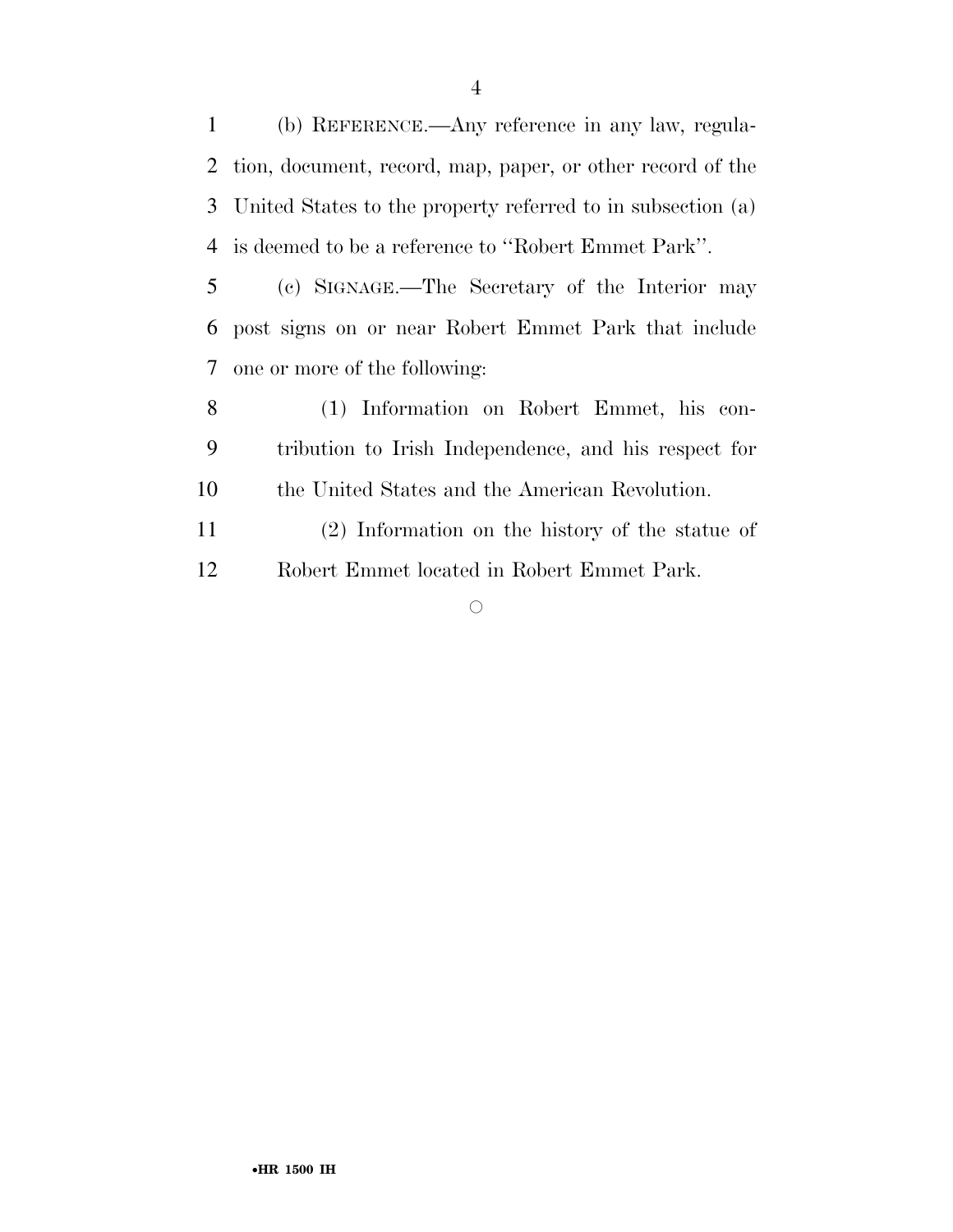(b) REFERENCE.—Any reference in any law, regulation, document, record, map, paper, or other record of the United States to the property referred to in subsection (a) is deemed to be a reference to ''Robert Emmet Park''.

(c) SIGNAGE.—The Secretary of the Interior may post signs on or near Robert Emmet Park that include one or more of the following:

(1) Information on Robert Emmet, his contribution to Irish Independence, and his respect for the United States and the American Revolution.

(2) Information on the history of the statue of Robert Emmet located in Robert Emmet Park.

○